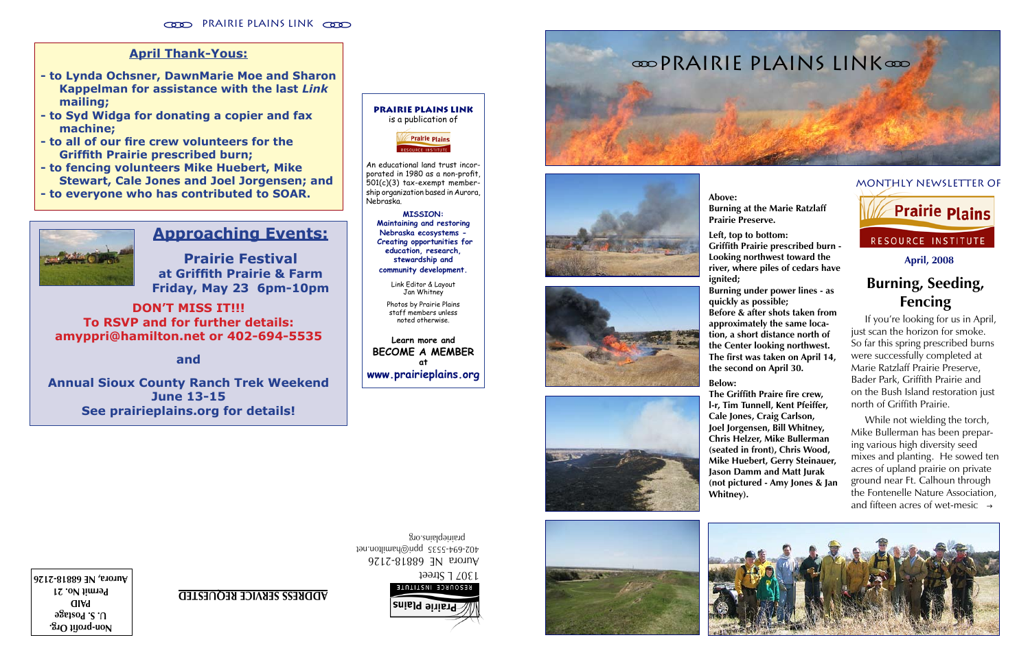## April Thank-Yous:

- to Lynda Ochsner, DawnMarie Moe and Sharon Kappelman for assistance with the last *Link* mailing;
- to Syd Widga for donating a copier and fax machine;
- to all of our fire crew volunteers for the Griffith Prairie prescribed burn;
- to fencing volunteers Mike Huebert, Mike Stewart, Cale Jones and Joel Jorgensen; and
- to everyone who has contributed to SOAR.

## Approaching Events:

**Prairie Festival**
**at Griffith Prairie & Farm**
**Friday, May 23 6pm-10pm**

**DON'T MISS IT!!!**
**To RSVP and for further details:**
**amyppri@hamilton.net or 402-694-5535**

**and**

**Annual Sioux County Ranch Trek Weekend**
**June 13-15**
**See prairieplains.org for details!**

**PRAIRIE PLAINS LINK** is a publication of Prairie Plains Resource Institute

An educational land trust incorporated in 1980 as a non-profit, 501(c)(3) tax-exempt membership organization based in Aurora, Nebraska.

**MISSION:**
*Maintaining and restoring Nebraska ecosystems - Creating opportunities for education, research, stewardship and community development.*

Link Editor & Layout
Jan Whitney

Photos by Prairie Plains staff members unless noted otherwise.

**Learn more and BECOME A MEMBER at www.prairieplains.org**

Prairie Plains Resource Institute
1307 L Street
Aurora NE 68818-2126
402-694-5535 ppri@hamilton.net
prairieplains.org

**ADDRESS SERVICE REQUESTED**

Non-profit Org.
U.S. Postage
PAID
Permit No. 21
Aurora, NE 68818-2126

# PRAIRIE PLAINS LINK

MONTHLY NEWSLETTER OF Prairie Plains Resource Institute

**April, 2008**

**Above:**
**Burning at the Marie Ratzlaff Prairie Preserve.**

**Left, top to bottom:**
**Griffith Prairie prescribed burn - Looking northwest toward the river, where piles of cedars have ignited;**
**Burning under power lines - as quickly as possible;**
**Before & after shots taken from approximately the same location, a short distance north of the Center looking northwest. The first was taken on April 14, the second on April 30.**

**Below:**
**The Griffith Praire fire crew, l-r, Tim Tunnell, Kent Pfeiffer, Cale Jones, Craig Carlson, Joel Jorgensen, Bill Whitney, Chris Helzer, Mike Bullerman (seated in front), Chris Wood, Mike Huebert, Gerry Steinauer, Jason Damm and Matt Jurak (not pictured - Amy Jones & Jan Whitney).**

## Burning, Seeding, Fencing

If you're looking for us in April, just scan the horizon for smoke. So far this spring prescribed burns were successfully completed at Marie Ratzlaff Prairie Preserve, Bader Park, Griffith Prairie and on the Bush Island restoration just north of Griffith Prairie.

While not wielding the torch, Mike Bullerman has been preparing various high diversity seed mixes and planting. He sowed ten acres of upland prairie on private ground near Ft. Calhoun through the Fontenelle Nature Association, and fifteen acres of wet-mesic →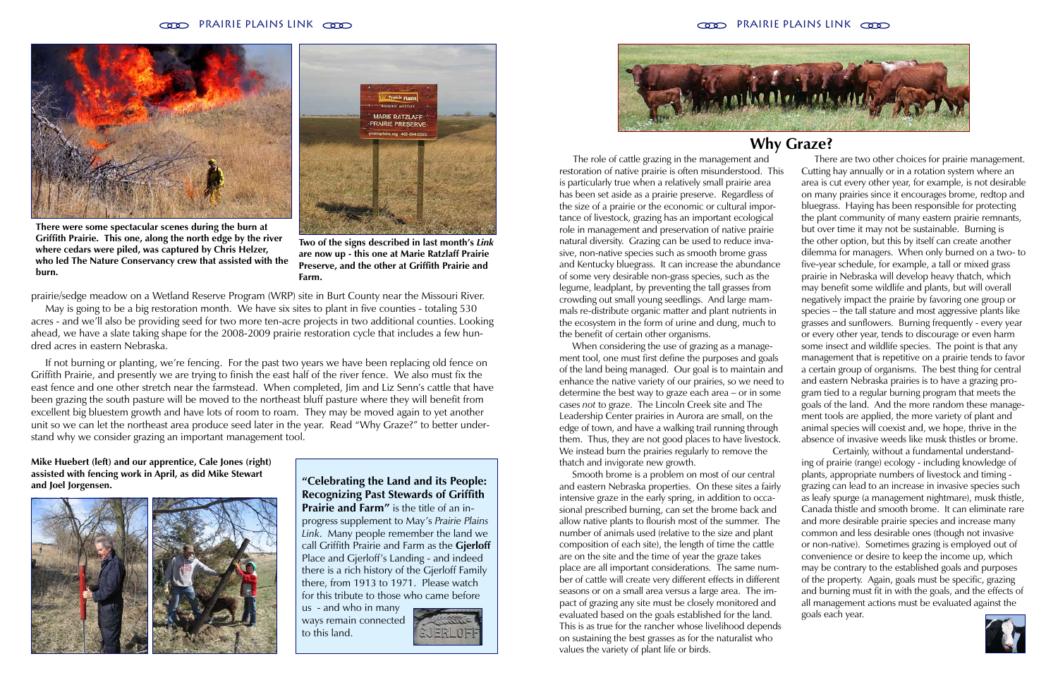There were some spectacular scenes during the burn at Griffith Prairie. This one, along the north edge by the river where cedars were piled, was captured by Chris Helzer, who led The Nature Conservancy crew that assisted with the burn.

Two of the signs described in last month's *Link* are now up - this one at Marie Ratzlaff Prairie Preserve, and the other at Griffith Prairie and Farm.

prairie/sedge meadow on a Wetland Reserve Program (WRP) site in Burt County near the Missouri River.

May is going to be a big restoration month. We have six sites to plant in five counties - totaling 530 acres - and we'll also be providing seed for two more ten-acre projects in two additional counties. Looking ahead, we have a slate taking shape for the 2008-2009 prairie restoration cycle that includes a few hundred acres in eastern Nebraska.

If not burning or planting, we're fencing. For the past two years we have been replacing old fence on Griffith Prairie, and presently we are trying to finish the east half of the river fence. We also must fix the east fence and one other stretch near the farmstead. When completed, Jim and Liz Senn's cattle that have been grazing the south pasture will be moved to the northeast bluff pasture where they will benefit from excellent big bluestem growth and have lots of room to roam. They may be moved again to yet another unit so we can let the northeast area produce seed later in the year. Read "Why Graze?" to better understand why we consider grazing an important management tool.

**Mike Huebert (left) and our apprentice, Cale Jones (right) assisted with fencing work in April, as did Mike Stewart and Joel Jorgensen.**

**"Celebrating the Land and its People: Recognizing Past Stewards of Griffith Prairie and Farm"** is the title of an in-progress supplement to May's *Prairie Plains Link*. Many people remember the land we call Griffith Prairie and Farm as the **Gjerloff** Place and Gjerloff's Landing - and indeed there is a rich history of the Gjerloff Family there, from 1913 to 1971. Please watch for this tribute to those who came before us - and who in many ways remain connected to this land.

## Why Graze?

The role of cattle grazing in the management and restoration of native prairie is often misunderstood. This is particularly true when a relatively small prairie area has been set aside as a prairie preserve. Regardless of the size of a prairie or the economic or cultural importance of livestock, grazing has an important ecological role in management and preservation of native prairie natural diversity. Grazing can be used to reduce invasive, non-native species such as smooth brome grass and Kentucky bluegrass. It can increase the abundance of some very desirable non-grass species, such as the legume, leadplant, by preventing the tall grasses from crowding out small young seedlings. And large mammals re-distribute organic matter and plant nutrients in the ecosystem in the form of urine and dung, much to the benefit of certain other organisms.

When considering the use of grazing as a management tool, one must first define the purposes and goals of the land being managed. Our goal is to maintain and enhance the native variety of our prairies, so we need to determine the best way to graze each area – or in some cases *not* to graze. The Lincoln Creek site and The Leadership Center prairies in Aurora are small, on the edge of town, and have a walking trail running through them. Thus, they are not good places to have livestock. We instead burn the prairies regularly to remove the thatch and invigorate new growth.

Smooth brome is a problem on most of our central and eastern Nebraska properties. On these sites a fairly intensive graze in the early spring, in addition to occasional prescribed burning, can set the brome back and allow native plants to flourish most of the summer. The number of animals used (relative to the size and plant composition of each site), the length of time the cattle are on the site and the time of year the graze takes place are all important considerations. The same number of cattle will create very different effects in different seasons or on a small area versus a large area. The impact of grazing any site must be closely monitored and evaluated based on the goals established for the land. This is as true for the rancher whose livelihood depends on sustaining the best grasses as for the naturalist who values the variety of plant life or birds.

There are two other choices for prairie management. Cutting hay annually or in a rotation system where an area is cut every other year, for example, is not desirable on many prairies since it encourages brome, redtop and bluegrass. Haying has been responsible for protecting the plant community of many eastern prairie remnants, but over time it may not be sustainable. Burning is the other option, but this by itself can create another dilemma for managers. When only burned on a two- to five-year schedule, for example, a tall or mixed grass prairie in Nebraska will develop heavy thatch, which may benefit some wildlife and plants, but will overall negatively impact the prairie by favoring one group or species – the tall stature and most aggressive plants like grasses and sunflowers. Burning frequently - every year or every other year, tends to discourage or even harm some insect and wildlife species. The point is that any management that is repetitive on a prairie tends to favor a certain group of organisms. The best thing for central and eastern Nebraska prairies is to have a grazing program tied to a regular burning program that meets the goals of the land. And the more random these management tools are applied, the more variety of plant and animal species will coexist and, we hope, thrive in the absence of invasive weeds like musk thistles or brome.

Certainly, without a fundamental understanding of prairie (range) ecology - including knowledge of plants, appropriate numbers of livestock and timing - grazing can lead to an increase in invasive species such as leafy spurge (a management nightmare), musk thistle, Canada thistle and smooth brome. It can eliminate rare and more desirable prairie species and increase many common and less desirable ones (though not invasive or non-native). Sometimes grazing is employed out of convenience or desire to keep the income up, which may be contrary to the established goals and purposes of the property. Again, goals must be specific, grazing and burning must fit in with the goals, and the effects of all management actions must be evaluated against the goals each year.